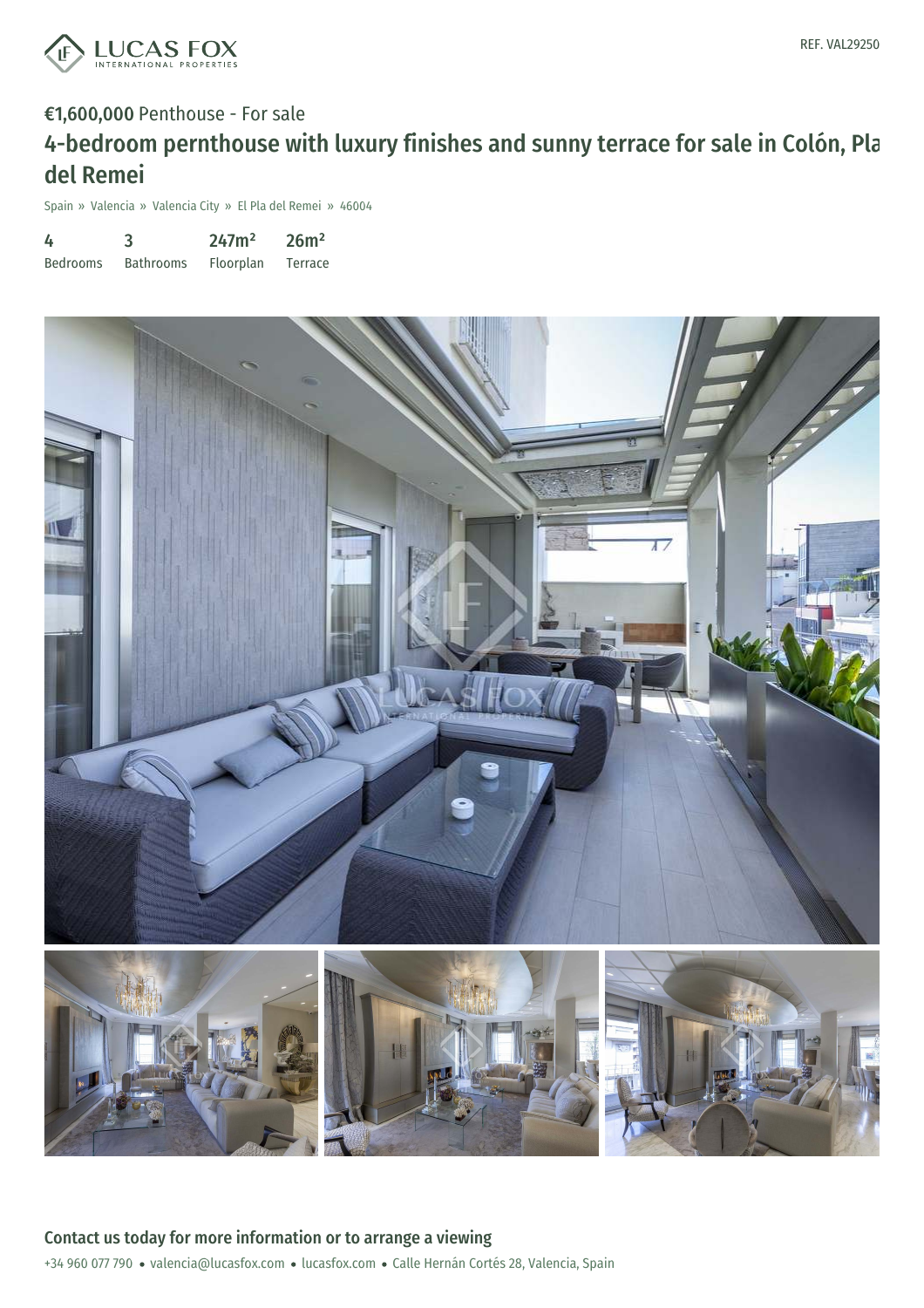REF. VAL29250

**€1,600,000** Penthouse - For sale

# 4-bedroom pernthouse with luxury finishes and sunny terrace for sale in Colón, Pla del Remei

Spain » Valencia » Valencia City » El Pla del Remei » 46004

| 4 | 3 | 247m² | 26m² |
|---|---|---|---|
| Bedrooms | Bathrooms | Floorplan | Terrace |

## Contact us today for more information or to arrange a viewing

+34 960 077 790 • valencia@lucasfox.com • lucasfox.com • Calle Hernán Cortés 28, Valencia, Spain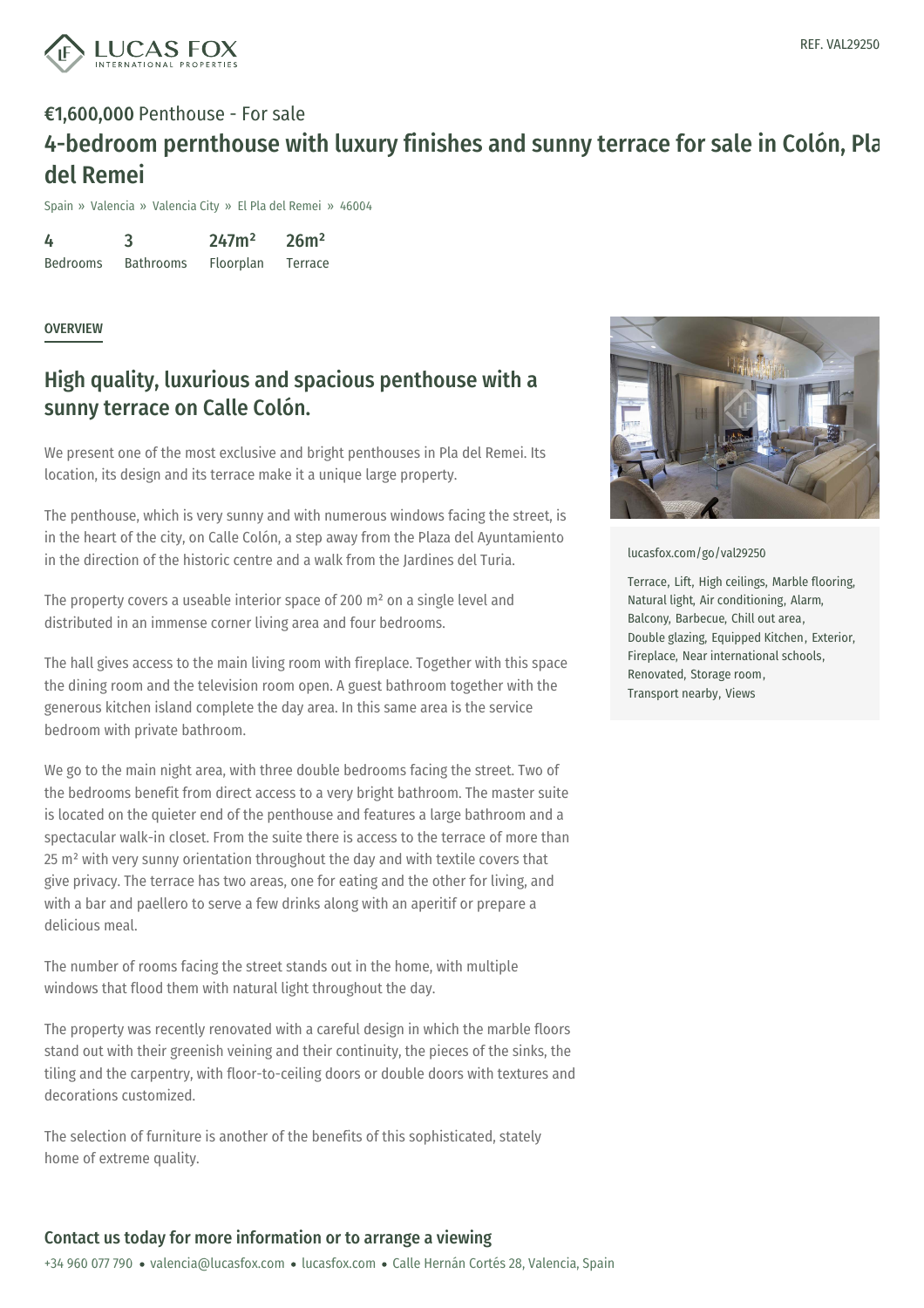REF. VAL29250

**€1,600,000** Penthouse - For sale

# 4-bedroom pernthouse with luxury finishes and sunny terrace for sale in Colón, Pla del Remei

Spain » Valencia » Valencia City » El Pla del Remei » 46004

| 4 | 3 | 247m² | 26m² |
|---|---|---|---|
| Bedrooms | Bathrooms | Floorplan | Terrace |

OVERVIEW

## High quality, luxurious and spacious penthouse with a sunny terrace on Calle Colón.

We present one of the most exclusive and bright penthouses in Pla del Remei. Its location, its design and its terrace make it a unique large property.

The penthouse, which is very sunny and with numerous windows facing the street, is in the heart of the city, on Calle Colón, a step away from the Plaza del Ayuntamiento in the direction of the historic centre and a walk from the Jardines del Turia.

The property covers a useable interior space of 200 m² on a single level and distributed in an immense corner living area and four bedrooms.

The hall gives access to the main living room with fireplace. Together with this space the dining room and the television room open. A guest bathroom together with the generous kitchen island complete the day area. In this same area is the service bedroom with private bathroom.

We go to the main night area, with three double bedrooms facing the street. Two of the bedrooms benefit from direct access to a very bright bathroom. The master suite is located on the quieter end of the penthouse and features a large bathroom and a spectacular walk-in closet. From the suite there is access to the terrace of more than 25 m² with very sunny orientation throughout the day and with textile covers that give privacy. The terrace has two areas, one for eating and the other for living, and with a bar and paellero to serve a few drinks along with an aperitif or prepare a delicious meal.

The number of rooms facing the street stands out in the home, with multiple windows that flood them with natural light throughout the day.

The property was recently renovated with a careful design in which the marble floors stand out with their greenish veining and their continuity, the pieces of the sinks, the tiling and the carpentry, with floor-to-ceiling doors or double doors with textures and decorations customized.

The selection of furniture is another of the benefits of this sophisticated, stately home of extreme quality.

lucasfox.com/go/val29250

Terrace, Lift, High ceilings, Marble flooring, Natural light, Air conditioning, Alarm, Balcony, Barbecue, Chill out area, Double glazing, Equipped Kitchen, Exterior, Fireplace, Near international schools, Renovated, Storage room, Transport nearby, Views

**Contact us today for more information or to arrange a viewing**

+34 960 077 790 • valencia@lucasfox.com • lucasfox.com • Calle Hernán Cortés 28, Valencia, Spain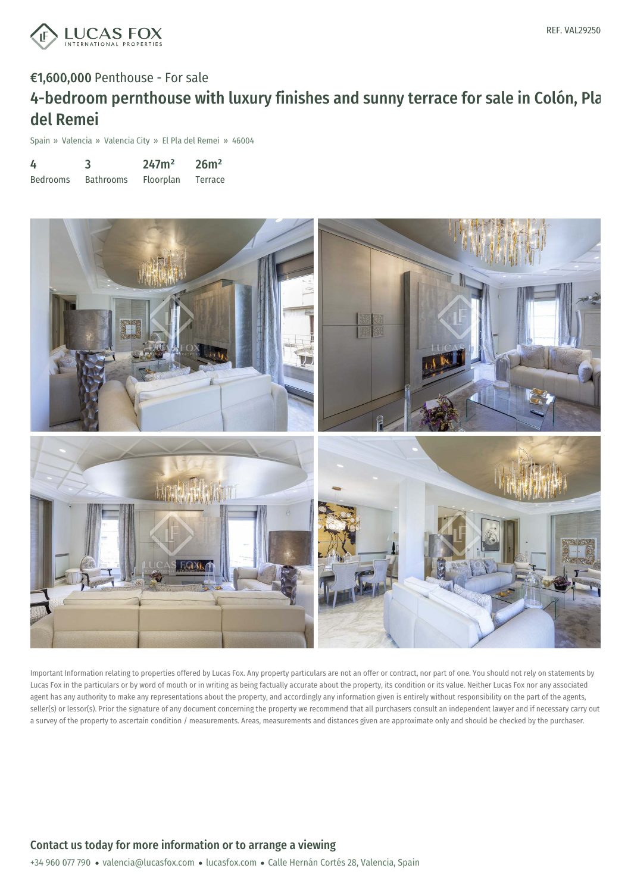REF. VAL29250

**€1,600,000** Penthouse - For sale

# 4-bedroom pernthouse with luxury finishes and sunny terrace for sale in Colón, Pla del Remei

Spain » Valencia » Valencia City » El Pla del Remei » 46004

| 4 | 3 | 247m² | 26m² |
|---|---|---|---|
| Bedrooms | Bathrooms | Floorplan | Terrace |

Important Information relating to properties offered by Lucas Fox. Any property particulars are not an offer or contract, nor part of one. You should not rely on statements by Lucas Fox in the particulars or by word of mouth or in writing as being factually accurate about the property, its condition or its value. Neither Lucas Fox nor any associated agent has any authority to make any representations about the property, and accordingly any information given is entirely without responsibility on the part of the agents, seller(s) or lessor(s). Prior the signature of any document concerning the property we recommend that all purchasers consult an independent lawyer and if necessary carry out a survey of the property to ascertain condition / measurements. Areas, measurements and distances given are approximate only and should be checked by the purchaser.

## Contact us today for more information or to arrange a viewing

+34 960 077 790 • valencia@lucasfox.com • lucasfox.com • Calle Hernán Cortés 28, Valencia, Spain